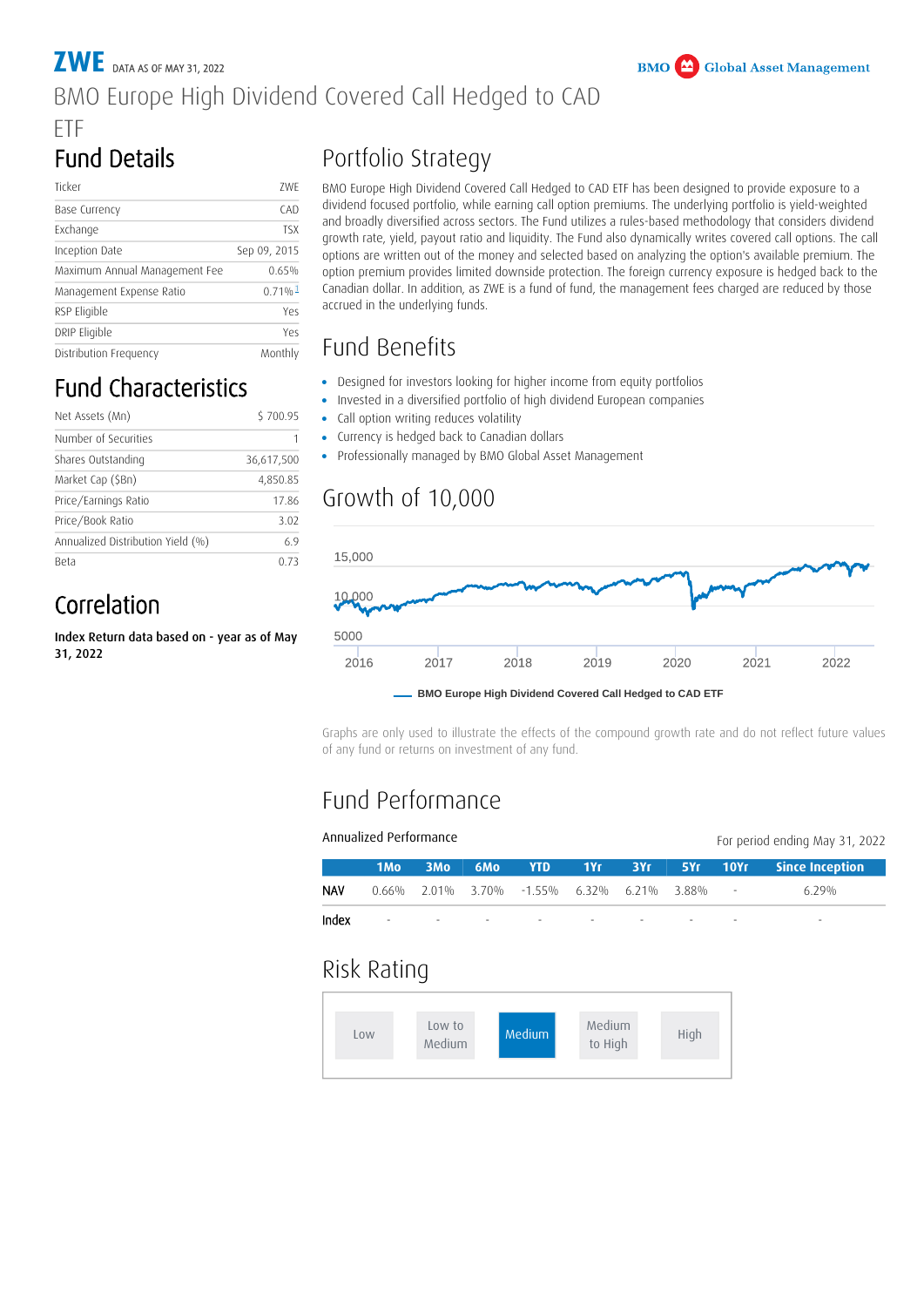# ZWE DATA AS OF MAY 31, 2022

BMO Global Asset Management

BMO Europe High Dividend Covered Call Hedged to CAD ETF

## Fund Details

| | |
|---|---|
| Ticker | ZWE |
| Base Currency | CAD |
| Exchange | TSX |
| Inception Date | Sep 09, 2015 |
| Maximum Annual Management Fee | 0.65% |
| Management Expense Ratio | 0.71%[1] |
| RSP Eligible | Yes |
| DRIP Eligible | Yes |
| Distribution Frequency | Monthly |

## Fund Characteristics

| | |
|---|---|
| Net Assets (Mn) | $ 700.95 |
| Number of Securities | 1 |
| Shares Outstanding | 36,617,500 |
| Market Cap ($Bn) | 4,850.85 |
| Price/Earnings Ratio | 17.86 |
| Price/Book Ratio | 3.02 |
| Annualized Distribution Yield (%) | 6.9 |
| Beta | 0.73 |

## Correlation

**Index Return data based on - year as of May 31, 2022**

## Portfolio Strategy

BMO Europe High Dividend Covered Call Hedged to CAD ETF has been designed to provide exposure to a dividend focused portfolio, while earning call option premiums. The underlying portfolio is yield-weighted and broadly diversified across sectors. The Fund utilizes a rules-based methodology that considers dividend growth rate, yield, payout ratio and liquidity. The Fund also dynamically writes covered call options. The call options are written out of the money and selected based on analyzing the option's available premium. The option premium provides limited downside protection. The foreign currency exposure is hedged back to the Canadian dollar. In addition, as ZWE is a fund of fund, the management fees charged are reduced by those accrued in the underlying funds.

## Fund Benefits

- Designed for investors looking for higher income from equity portfolios
- Invested in a diversified portfolio of high dividend European companies
- Call option writing reduces volatility
- Currency is hedged back to Canadian dollars
- Professionally managed by BMO Global Asset Management

## Growth of 10,000

BMO Europe High Dividend Covered Call Hedged to CAD ETF

Graphs are only used to illustrate the effects of the compound growth rate and do not reflect future values of any fund or returns on investment of any fund.

## Fund Performance

Annualized Performance

For period ending May 31, 2022

| | 1Mo | 3Mo | 6Mo | YTD | 1Yr | 3Yr | 5Yr | 10Yr | Since Inception |
|---|---|---|---|---|---|---|---|---|---|
| NAV | 0.66% | 2.01% | 3.70% | -1.55% | 6.32% | 6.21% | 3.88% | - | 6.29% |
| Index | - | - | - | - | - | - | - | - | - |

## Risk Rating

Low | Low to Medium | **Medium** | Medium to High | High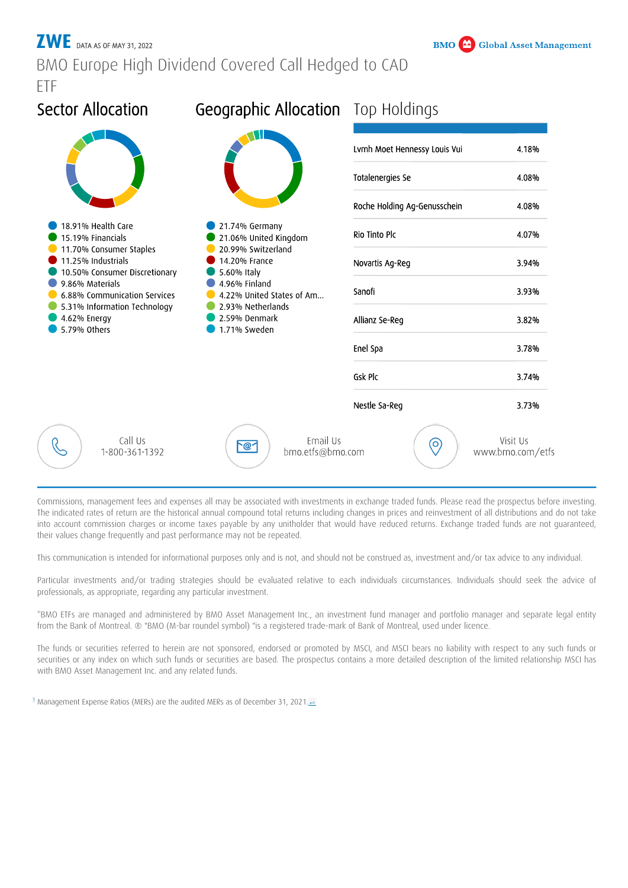**ZWE** DATA AS OF MAY 31, 2022

# BMO Europe High Dividend Covered Call Hedged to CAD ETF

## Sector Allocation

18.91% Health Care
15.19% Financials
11.70% Consumer Staples
11.25% Industrials
10.50% Consumer Discretionary
9.86% Materials
6.88% Communication Services
5.31% Information Technology
4.62% Energy
5.79% Others

## Geographic Allocation

21.74% Germany
21.06% United Kingdom
20.99% Switzerland
14.20% France
5.60% Italy
4.96% Finland
4.22% United States of Am...
2.93% Netherlands
2.59% Denmark
1.71% Sweden

## Top Holdings

| | |
|---|---|
| Lvmh Moet Hennessy Louis Vui | 4.18% |
| Totalenergies Se | 4.08% |
| Roche Holding Ag-Genusschein | 4.08% |
| Rio Tinto Plc | 4.07% |
| Novartis Ag-Reg | 3.94% |
| Sanofi | 3.93% |
| Allianz Se-Reg | 3.82% |
| Enel Spa | 3.78% |
| Gsk Plc | 3.74% |
| Nestle Sa-Reg | 3.73% |

Call Us
1-800-361-1392

Email Us
bmo.etfs@bmo.com

Visit Us
www.bmo.com/etfs

Commissions, management fees and expenses all may be associated with investments in exchange traded funds. Please read the prospectus before investing. The indicated rates of return are the historical annual compound total returns including changes in prices and reinvestment of all distributions and do not take into account commission charges or income taxes payable by any unitholder that would have reduced returns. Exchange traded funds are not guaranteed, their values change frequently and past performance may not be repeated.

This communication is intended for informational purposes only and is not, and should not be construed as, investment and/or tax advice to any individual.

Particular investments and/or trading strategies should be evaluated relative to each individuals circumstances. Individuals should seek the advice of professionals, as appropriate, regarding any particular investment.

*BMO ETFs are managed and administered by BMO Asset Management Inc., an investment fund manager and portfolio manager and separate legal entity from the Bank of Montreal. ® "BMO (M-bar roundel symbol) "is a registered trade-mark of Bank of Montreal, used under licence.

The funds or securities referred to herein are not sponsored, endorsed or promoted by MSCI, and MSCI bears no liability with respect to any such funds or securities or any index on which such funds or securities are based. The prospectus contains a more detailed description of the limited relationship MSCI has with BMO Asset Management Inc. and any related funds.

[1] Management Expense Ratios (MERs) are the audited MERs as of December 31, 2021.